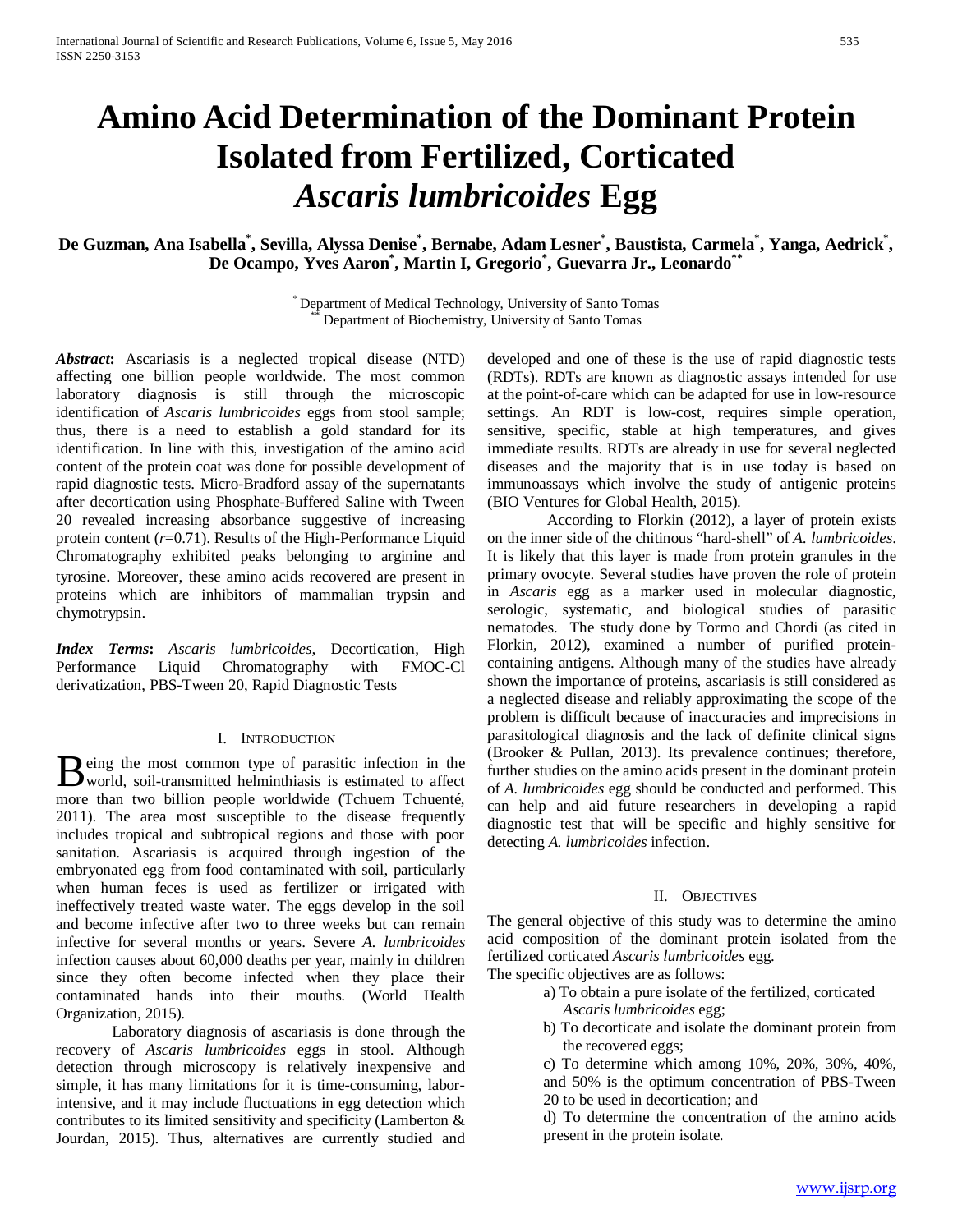# Amino Acid Determination of the Dominant Protein Isolated from Fertilized, Corticated *Ascaris lumbricoides* Egg

**De Guzman, Ana Isabella[*], Sevilla, Alyssa Denise[*], Bernabe, Adam Lesner[*], Baustista, Carmela[*], Yanga, Aedrick[*], De Ocampo, Yves Aaron[*], Martin I, Gregorio[*], Guevarra Jr., Leonardo[**]**

[*] Department of Medical Technology, University of Santo Tomas
[**] Department of Biochemistry, University of Santo Tomas

***Abstract*:** Ascariasis is a neglected tropical disease (NTD) affecting one billion people worldwide. The most common laboratory diagnosis is still through the microscopic identification of *Ascaris lumbricoides* eggs from stool sample; thus, there is a need to establish a gold standard for its identification. In line with this, investigation of the amino acid content of the protein coat was done for possible development of rapid diagnostic tests. Micro-Bradford assay of the supernatants after decortication using Phosphate-Buffered Saline with Tween 20 revealed increasing absorbance suggestive of increasing protein content ($r$=0.71). Results of the High-Performance Liquid Chromatography exhibited peaks belonging to arginine and tyrosine. Moreover, these amino acids recovered are present in proteins which are inhibitors of mammalian trypsin and chymotrypsin.

***Index Terms*:** *Ascaris lumbricoides*, Decortication, High Performance Liquid Chromatography with FMOC-Cl derivatization, PBS-Tween 20, Rapid Diagnostic Tests

## I. Introduction

Being the most common type of parasitic infection in the world, soil-transmitted helminthiasis is estimated to affect more than two billion people worldwide (Tchuem Tchuenté, 2011). The area most susceptible to the disease frequently includes tropical and subtropical regions and those with poor sanitation. Ascariasis is acquired through ingestion of the embryonated egg from food contaminated with soil, particularly when human feces is used as fertilizer or irrigated with ineffectively treated waste water. The eggs develop in the soil and become infective after two to three weeks but can remain infective for several months or years. Severe *A. lumbricoides* infection causes about 60,000 deaths per year, mainly in children since they often become infected when they place their contaminated hands into their mouths. (World Health Organization, 2015).

Laboratory diagnosis of ascariasis is done through the recovery of *Ascaris lumbricoides* eggs in stool. Although detection through microscopy is relatively inexpensive and simple, it has many limitations for it is time-consuming, labor-intensive, and it may include fluctuations in egg detection which contributes to its limited sensitivity and specificity (Lamberton & Jourdan, 2015). Thus, alternatives are currently studied and developed and one of these is the use of rapid diagnostic tests (RDTs). RDTs are known as diagnostic assays intended for use at the point-of-care which can be adapted for use in low-resource settings. An RDT is low-cost, requires simple operation, sensitive, specific, stable at high temperatures, and gives immediate results. RDTs are already in use for several neglected diseases and the majority that is in use today is based on immunoassays which involve the study of antigenic proteins (BIO Ventures for Global Health, 2015).

According to Florkin (2012), a layer of protein exists on the inner side of the chitinous "hard-shell" of *A. lumbricoides*. It is likely that this layer is made from protein granules in the primary ovocyte. Several studies have proven the role of protein in *Ascaris* egg as a marker used in molecular diagnostic, serologic, systematic, and biological studies of parasitic nematodes. The study done by Tormo and Chordi (as cited in Florkin, 2012), examined a number of purified protein-containing antigens. Although many of the studies have already shown the importance of proteins, ascariasis is still considered as a neglected disease and reliably approximating the scope of the problem is difficult because of inaccuracies and imprecisions in parasitological diagnosis and the lack of definite clinical signs (Brooker & Pullan, 2013). Its prevalence continues; therefore, further studies on the amino acids present in the dominant protein of *A. lumbricoides* egg should be conducted and performed. This can help and aid future researchers in developing a rapid diagnostic test that will be specific and highly sensitive for detecting *A. lumbricoides* infection.

## II. Objectives

The general objective of this study was to determine the amino acid composition of the dominant protein isolated from the fertilized corticated *Ascaris lumbricoides* egg.

The specific objectives are as follows:

a) To obtain a pure isolate of the fertilized, corticated *Ascaris lumbricoides* egg;

b) To decorticate and isolate the dominant protein from the recovered eggs;

c) To determine which among 10%, 20%, 30%, 40%, and 50% is the optimum concentration of PBS-Tween 20 to be used in decortication; and

d) To determine the concentration of the amino acids present in the protein isolate.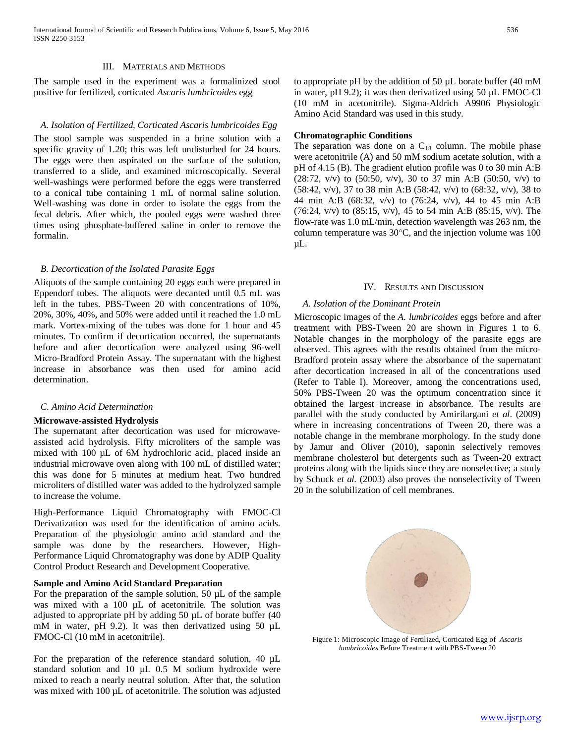## III. Materials and Methods

The sample used in the experiment was a formalinized stool positive for fertilized, corticated *Ascaris lumbricoides* egg

### *A. Isolation of Fertilized, Corticated Ascaris lumbricoides Egg*

The stool sample was suspended in a brine solution with a specific gravity of 1.20; this was left undisturbed for 24 hours. The eggs were then aspirated on the surface of the solution, transferred to a slide, and examined microscopically. Several well-washings were performed before the eggs were transferred to a conical tube containing 1 mL of normal saline solution. Well-washing was done in order to isolate the eggs from the fecal debris. After which, the pooled eggs were washed three times using phosphate-buffered saline in order to remove the formalin.

### *B. Decortication of the Isolated Parasite Eggs*

Aliquots of the sample containing 20 eggs each were prepared in Eppendorf tubes. The aliquots were decanted until 0.5 mL was left in the tubes. PBS-Tween 20 with concentrations of 10%, 20%, 30%, 40%, and 50% were added until it reached the 1.0 mL mark. Vortex-mixing of the tubes was done for 1 hour and 45 minutes. To confirm if decortication occurred, the supernatants before and after decortication were analyzed using 96-well Micro-Bradford Protein Assay. The supernatant with the highest increase in absorbance was then used for amino acid determination.

### *C. Amino Acid Determination*

**Microwave-assisted Hydrolysis**

The supernatant after decortication was used for microwave-assisted acid hydrolysis. Fifty microliters of the sample was mixed with 100 µL of 6M hydrochloric acid, placed inside an industrial microwave oven along with 100 mL of distilled water; this was done for 5 minutes at medium heat. Two hundred microliters of distilled water was added to the hydrolyzed sample to increase the volume.

High-Performance Liquid Chromatography with FMOC-Cl Derivatization was used for the identification of amino acids. Preparation of the physiologic amino acid standard and the sample was done by the researchers. However, High-Performance Liquid Chromatography was done by ADIP Quality Control Product Research and Development Cooperative.

**Sample and Amino Acid Standard Preparation**

For the preparation of the sample solution, 50 µL of the sample was mixed with a 100 µL of acetonitrile. The solution was adjusted to appropriate pH by adding 50 µL of borate buffer (40 mM in water, pH 9.2). It was then derivatized using 50 µL FMOC-Cl (10 mM in acetonitrile).

For the preparation of the reference standard solution, 40 µL standard solution and 10 µL 0.5 M sodium hydroxide were mixed to reach a nearly neutral solution. After that, the solution was mixed with 100 µL of acetonitrile. The solution was adjusted to appropriate pH by the addition of 50 µL borate buffer (40 mM in water, pH 9.2); it was then derivatized using 50 µL FMOC-Cl (10 mM in acetonitrile). Sigma-Aldrich A9906 Physiologic Amino Acid Standard was used in this study.

**Chromatographic Conditions**

The separation was done on a $C_{18}$ column. The mobile phase were acetonitrile (A) and 50 mM sodium acetate solution, with a pH of 4.15 (B). The gradient elution profile was 0 to 30 min A:B (28:72, v/v) to (50:50, v/v), 30 to 37 min A:B (50:50, v/v) to (58:42, v/v), 37 to 38 min A:B (58:42, v/v) to (68:32, v/v), 38 to 44 min A:B (68:32, v/v) to (76:24, v/v), 44 to 45 min A:B (76:24, v/v) to (85:15, v/v), 45 to 54 min A:B (85:15, v/v). The flow-rate was 1.0 mL/min, detection wavelength was 263 nm, the column temperature was 30°C, and the injection volume was 100 µL.

## IV. Results and Discussion

### *A. Isolation of the Dominant Protein*

Microscopic images of the *A. lumbricoides* eggs before and after treatment with PBS-Tween 20 are shown in Figures 1 to 6. Notable changes in the morphology of the parasite eggs are observed. This agrees with the results obtained from the micro-Bradford protein assay where the absorbance of the supernatant after decortication increased in all of the concentrations used (Refer to Table I). Moreover, among the concentrations used, 50% PBS-Tween 20 was the optimum concentration since it obtained the largest increase in absorbance. The results are parallel with the study conducted by Amirilargani *et al*. (2009) where in increasing concentrations of Tween 20, there was a notable change in the membrane morphology. In the study done by Jamur and Oliver (2010), saponin selectively removes membrane cholesterol but detergents such as Tween-20 extract proteins along with the lipids since they are nonselective; a study by Schuck *et al.* (2003) also proves the nonselectivity of Tween 20 in the solubilization of cell membranes.

Figure 1: Microscopic Image of Fertilized, Corticated Egg of *Ascaris lumbricoides* Before Treatment with PBS-Tween 20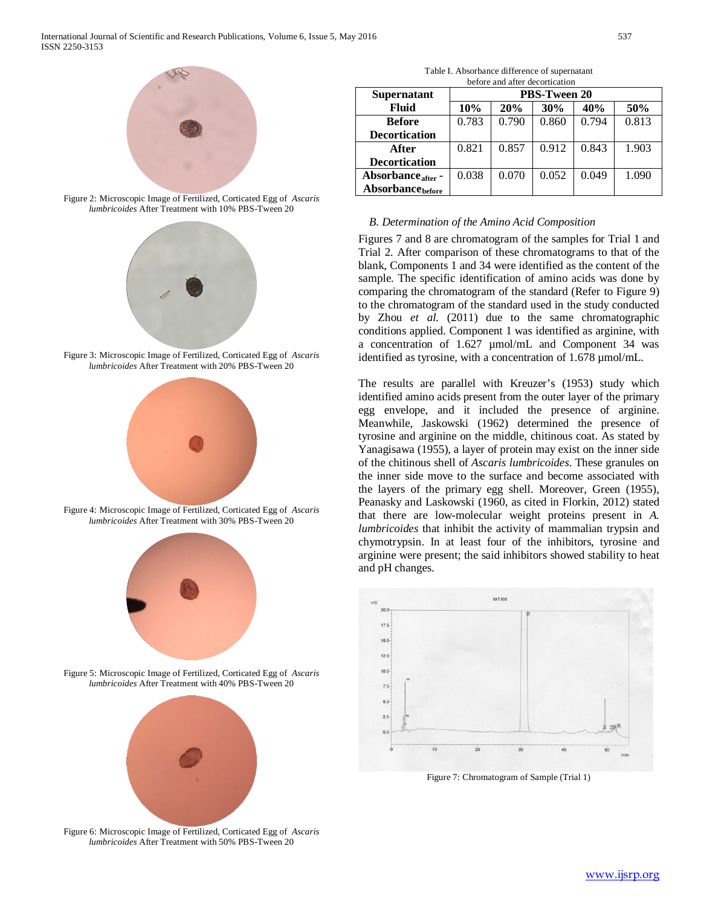Figure 2: Microscopic Image of Fertilized, Corticated Egg of *Ascaris lumbricoides* After Treatment with 10% PBS-Tween 20

Figure 3: Microscopic Image of Fertilized, Corticated Egg of *Ascaris lumbricoides* After Treatment with 20% PBS-Tween 20

Figure 4: Microscopic Image of Fertilized, Corticated Egg of *Ascaris lumbricoides* After Treatment with 30% PBS-Tween 20

Figure 5: Microscopic Image of Fertilized, Corticated Egg of *Ascaris lumbricoides* After Treatment with 40% PBS-Tween 20

Figure 6: Microscopic Image of Fertilized, Corticated Egg of *Ascaris lumbricoides* After Treatment with 50% PBS-Tween 20

Table I. Absorbance difference of supernatant before and after decortication

| Supernatant Fluid | PBS-Tween 20 | | | | |
|---|---|---|---|---|---|
| | **10%** | **20%** | **30%** | **40%** | **50%** |
| **Before Decortication** | 0.783 | 0.790 | 0.860 | 0.794 | 0.813 |
| **After Decortication** | 0.821 | 0.857 | 0.912 | 0.843 | 1.903 |
| **$Absorbance_{after}$ - $Absorbance_{before}$** | 0.038 | 0.070 | 0.052 | 0.049 | 1.090 |

### *B. Determination of the Amino Acid Composition*

Figures 7 and 8 are chromatogram of the samples for Trial 1 and Trial 2. After comparison of these chromatograms to that of the blank, Components 1 and 34 were identified as the content of the sample. The specific identification of amino acids was done by comparing the chromatogram of the standard (Refer to Figure 9) to the chromatogram of the standard used in the study conducted by Zhou *et al.* (2011) due to the same chromatographic conditions applied. Component 1 was identified as arginine, with a concentration of 1.627 µmol/mL and Component 34 was identified as tyrosine, with a concentration of 1.678 µmol/mL.

The results are parallel with Kreuzer's (1953) study which identified amino acids present from the outer layer of the primary egg envelope, and it included the presence of arginine. Meanwhile, Jaskowski (1962) determined the presence of tyrosine and arginine on the middle, chitinous coat. As stated by Yanagisawa (1955), a layer of protein may exist on the inner side of the chitinous shell of *Ascaris lumbricoides*. These granules on the inner side move to the surface and become associated with the layers of the primary egg shell. Moreover, Green (1955), Peanasky and Laskowski (1960, as cited in Florkin, 2012) stated that there are low-molecular weight proteins present in *A. lumbricoides* that inhibit the activity of mammalian trypsin and chymotrypsin. In at least four of the inhibitors, tyrosine and arginine were present; the said inhibitors showed stability to heat and pH changes.

Figure 7: Chromatogram of Sample (Trial 1)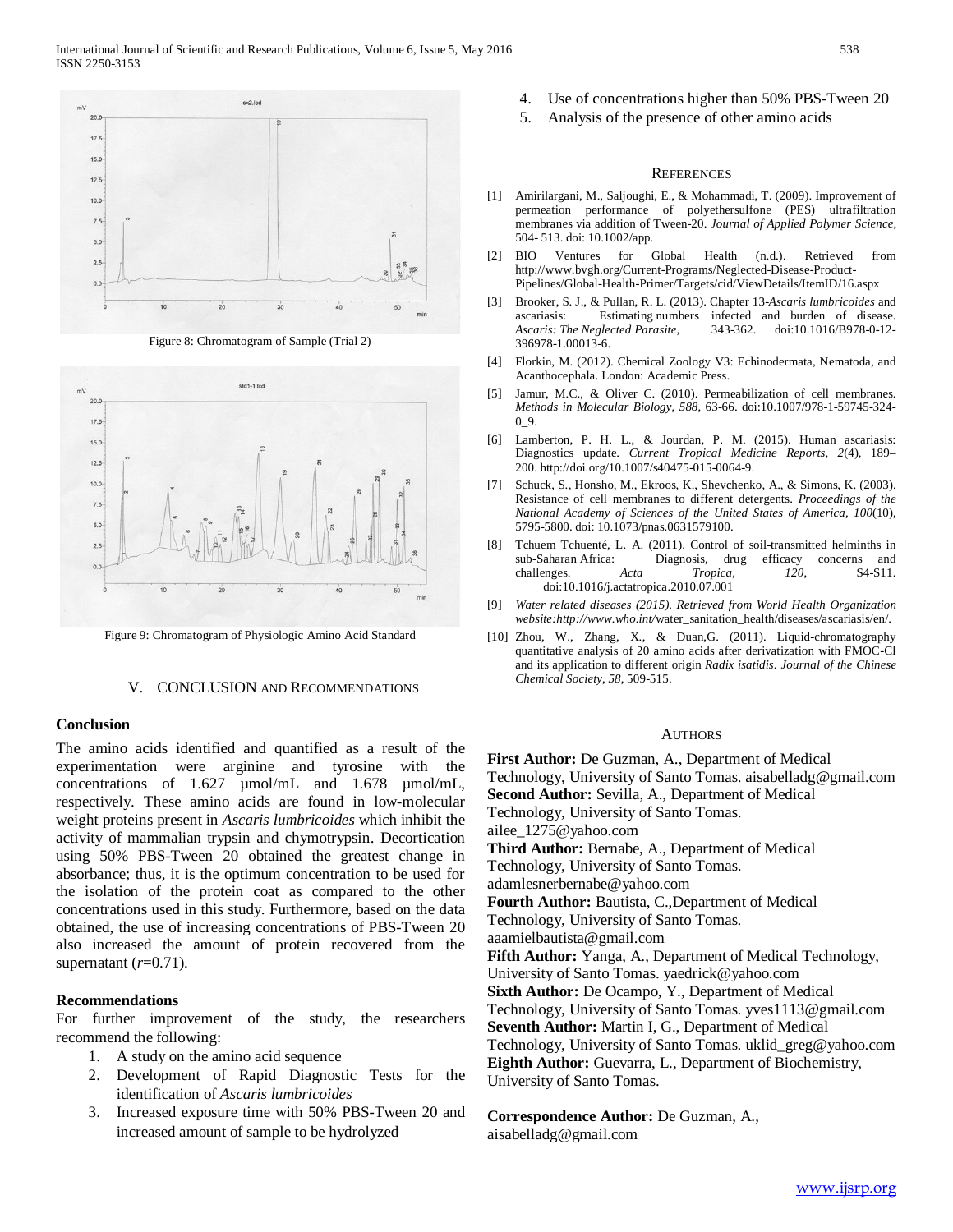Figure 8: Chromatogram of Sample (Trial 2)

Figure 9: Chromatogram of Physiologic Amino Acid Standard

## V. Conclusion and Recommendations

### Conclusion

The amino acids identified and quantified as a result of the experimentation were arginine and tyrosine with the concentrations of 1.627 µmol/mL and 1.678 µmol/mL, respectively. These amino acids are found in low-molecular weight proteins present in *Ascaris lumbricoides* which inhibit the activity of mammalian trypsin and chymotrypsin. Decortication using 50% PBS-Tween 20 obtained the greatest change in absorbance; thus, it is the optimum concentration to be used for the isolation of the protein coat as compared to the other concentrations used in this study. Furthermore, based on the data obtained, the use of increasing concentrations of PBS-Tween 20 also increased the amount of protein recovered from the supernatant ($r$=0.71).

### Recommendations

For further improvement of the study, the researchers recommend the following:

1. A study on the amino acid sequence
2. Development of Rapid Diagnostic Tests for the identification of *Ascaris lumbricoides*
3. Increased exposure time with 50% PBS-Tween 20 and increased amount of sample to be hydrolyzed
4. Use of concentrations higher than 50% PBS-Tween 20
5. Analysis of the presence of other amino acids

## References

[1] Amirilargani, M., Saljoughi, E., & Mohammadi, T. (2009). Improvement of permeation performance of polyethersulfone (PES) ultrafiltration membranes via addition of Tween-20. *Journal of Applied Polymer Science*, 504- 513. doi: 10.1002/app.

[2] BIO Ventures for Global Health (n.d.). Retrieved from http://www.bvgh.org/Current-Programs/Neglected-Disease-Product-Pipelines/Global-Health-Primer/Targets/cid/ViewDetails/ItemID/16.aspx

[3] Brooker, S. J., & Pullan, R. L. (2013). Chapter 13-*Ascaris lumbricoides* and ascariasis: Estimating numbers infected and burden of disease. *Ascaris: The Neglected Parasite*, 343-362. doi:10.1016/B978-0-12-396978-1.00013-6.

[4] Florkin, M. (2012). Chemical Zoology V3: Echinodermata, Nematoda, and Acanthocephala. London: Academic Press.

[5] Jamur, M.C., & Oliver C. (2010). Permeabilization of cell membranes. *Methods in Molecular Biology, 588*, 63-66. doi:10.1007/978-1-59745-324-0_9.

[6] Lamberton, P. H. L., & Jourdan, P. M. (2015). Human ascariasis: Diagnostics update. *Current Tropical Medicine Reports, 2*(4), 189–200. http://doi.org/10.1007/s40475-015-0064-9.

[7] Schuck, S., Honsho, M., Ekroos, K., Shevchenko, A., & Simons, K. (2003). Resistance of cell membranes to different detergents. *Proceedings of the National Academy of Sciences of the United States of America, 100*(10), 5795-5800. doi: 10.1073/pnas.0631579100.

[8] Tchuem Tchuenté, L. A. (2011). Control of soil-transmitted helminths in sub-Saharan Africa: Diagnosis, drug efficacy concerns and challenges. *Acta Tropica, 120*, S4-S11. doi:10.1016/j.actatropica.2010.07.001

[9] *Water related diseases (2015). Retrieved from World Health Organization website:http://www.who.int/*water_sanitation_health/diseases/ascariasis/en/.

[10] Zhou, W., Zhang, X., & Duan,G. (2011). Liquid-chromatography quantitative analysis of 20 amino acids after derivatization with FMOC-Cl and its application to different origin *Radix isatidis*. *Journal of the Chinese Chemical Society, 58*, 509-515.

## Authors

**First Author:** De Guzman, A., Department of Medical Technology, University of Santo Tomas. aisabelladg@gmail.com

**Second Author:** Sevilla, A., Department of Medical Technology, University of Santo Tomas. ailee_1275@yahoo.com

**Third Author:** Bernabe, A., Department of Medical Technology, University of Santo Tomas. adamlesnerbernabe@yahoo.com

**Fourth Author:** Bautista, C.,Department of Medical Technology, University of Santo Tomas. aaamielbautista@gmail.com

**Fifth Author:** Yanga, A., Department of Medical Technology, University of Santo Tomas. yaedrick@yahoo.com

**Sixth Author:** De Ocampo, Y., Department of Medical Technology, University of Santo Tomas. yves1113@gmail.com

**Seventh Author:** Martin I, G., Department of Medical Technology, University of Santo Tomas. uklid_greg@yahoo.com

**Eighth Author:** Guevarra, L., Department of Biochemistry, University of Santo Tomas.

**Correspondence Author:** De Guzman, A., aisabelladg@gmail.com